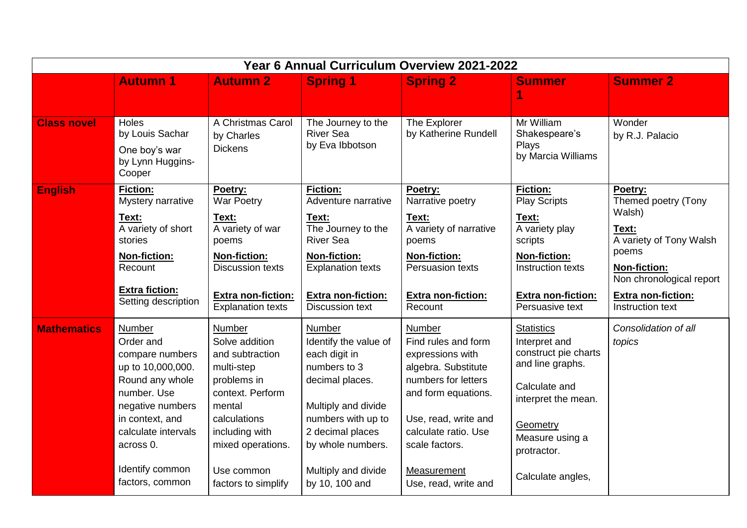| Year 6 Annual Curriculum Overview 2021-2022 | | | | | | |
|---|---|---|---|---|---|---|
| | **Autumn 1** | **Autumn 2** | **Spring 1** | **Spring 2** | **Summer 1** | **Summer 2** |
| **Class novel** | Holes by Louis Sachar<br><br>One boy's war by Lynn Huggins-Cooper | A Christmas Carol by Charles Dickens | The Journey to the River Sea by Eva Ibbotson | The Explorer by Katherine Rundell | Mr William Shakespeare's Plays by Marcia Williams | Wonder by R.J. Palacio |
| **English** | **Fiction:** Mystery narrative<br><br>**Text:** A variety of short stories<br><br>**Non-fiction:** Recount<br><br>**Extra fiction:** Setting description | **Poetry:** War Poetry<br><br>**Text:** A variety of war poems<br><br>**Non-fiction:** Discussion texts<br><br>**Extra non-fiction:** Explanation texts | **Fiction:** Adventure narrative<br><br>**Text:** The Journey to the River Sea<br><br>**Non-fiction:** Explanation texts<br><br>**Extra non-fiction:** Discussion text | **Poetry:** Narrative poetry<br><br>**Text:** A variety of narrative poems<br><br>**Non-fiction:** Persuasion texts<br><br>**Extra non-fiction:** Recount | **Fiction:** Play Scripts<br><br>**Text:** A variety play scripts<br><br>**Non-fiction:** Instruction texts<br><br>**Extra non-fiction:** Persuasive text | **Poetry:** Themed poetry (Tony Walsh)<br><br>**Text:** A variety of Tony Walsh poems<br><br>**Non-fiction:** Non chronological report<br><br>**Extra non-fiction:** Instruction text |
| **Mathematics** | Number<br>Order and compare numbers up to 10,000,000. Round any whole number. Use negative numbers in context, and calculate intervals across 0.<br><br>Identify common factors, common | Number<br>Solve addition and subtraction multi-step problems in context. Perform mental calculations including with mixed operations.<br><br>Use common factors to simplify | Number<br>Identify the value of each digit in numbers to 3 decimal places.<br><br>Multiply and divide numbers with up to 2 decimal places by whole numbers.<br><br>Multiply and divide by 10, 100 and | Number<br>Find rules and form expressions with algebra. Substitute numbers for letters and form equations.<br><br>Use, read, write and calculate ratio. Use scale factors.<br><br>Measurement<br>Use, read, write and | Statistics<br>Interpret and construct pie charts and line graphs.<br><br>Calculate and interpret the mean.<br><br>Geometry<br>Measure using a protractor.<br><br>Calculate angles, | *Consolidation of all topics* |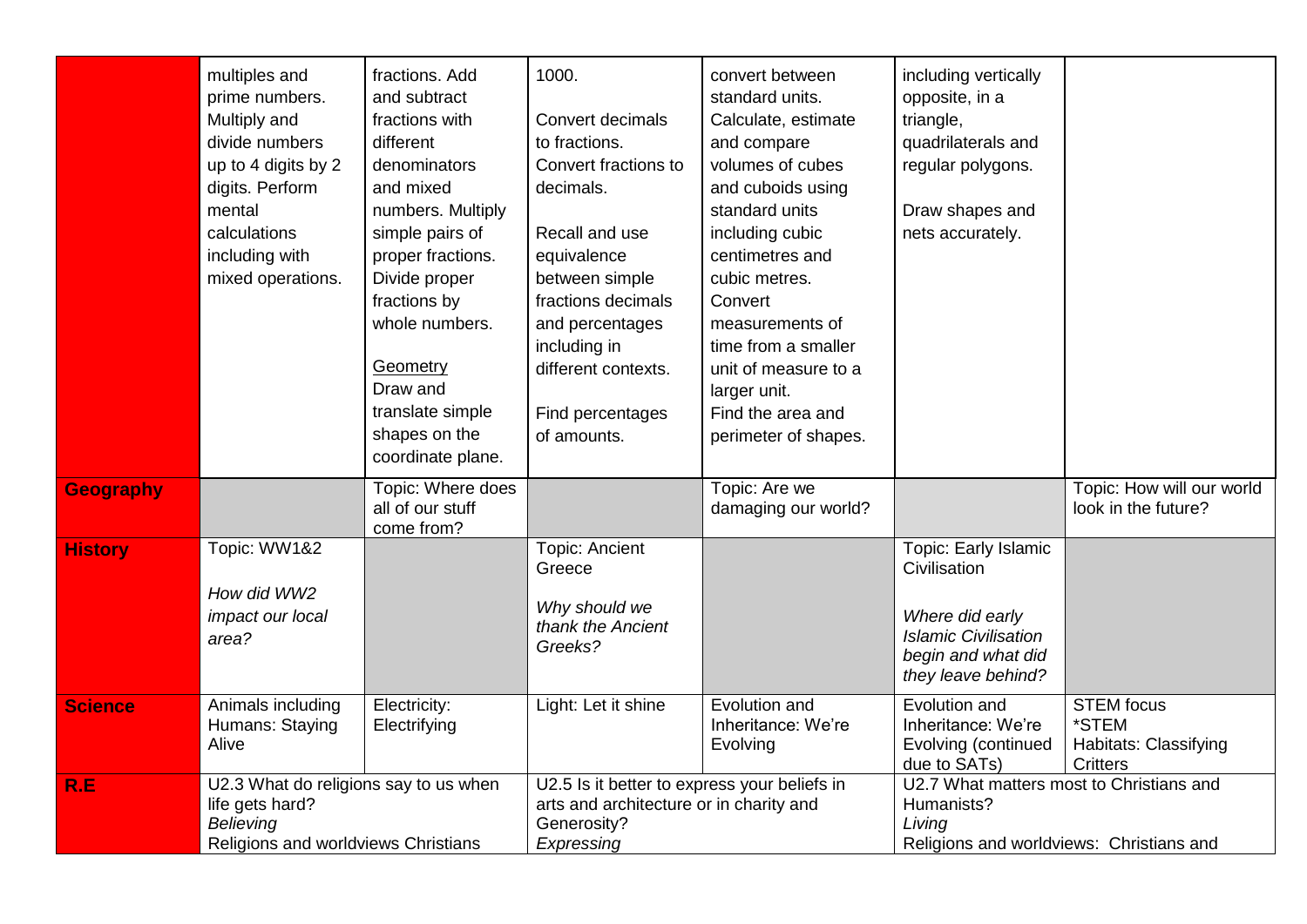| | | | | | | |
|---|---|---|---|---|---|---|
| | multiples and prime numbers. Multiply and divide numbers up to 4 digits by 2 digits. Perform mental calculations including with mixed operations. | fractions. Add and subtract fractions with different denominators and mixed numbers. Multiply simple pairs of proper fractions. Divide proper fractions by whole numbers.<br><br>Geometry<br>Draw and translate simple shapes on the coordinate plane. | 1000.<br><br>Convert decimals to fractions.<br>Convert fractions to decimals.<br><br>Recall and use equivalence between simple fractions decimals and percentages including in different contexts.<br><br>Find percentages of amounts. | convert between standard units.<br>Calculate, estimate and compare volumes of cubes and cuboids using standard units including cubic centimetres and cubic metres.<br>Convert measurements of time from a smaller unit of measure to a larger unit.<br>Find the area and perimeter of shapes. | including vertically opposite, in a triangle, quadrilaterals and regular polygons.<br><br>Draw shapes and nets accurately. | |
| **Geography** | | Topic: Where does all of our stuff come from? | | Topic: Are we damaging our world? | | Topic: How will our world look in the future? |
| **History** | Topic: WW1&2<br><br>*How did WW2 impact our local area?* | | Topic: Ancient Greece<br><br>*Why should we thank the Ancient Greeks?* | | Topic: Early Islamic Civilisation<br><br>*Where did early Islamic Civilisation begin and what did they leave behind?* | |
| **Science** | Animals including Humans: Staying Alive | Electricity: Electrifying | Light: Let it shine | Evolution and Inheritance: We're Evolving | Evolution and Inheritance: We're Evolving (continued due to SATs) | STEM focus<br>*STEM<br>Habitats: Classifying Critters |
| **R.E** | U2.3 What do religions say to us when life gets hard?<br>*Believing*<br>Religions and worldviews Christians | | U2.5 Is it better to express your beliefs in arts and architecture or in charity and Generosity?<br>*Expressing* | | U2.7 What matters most to Christians and Humanists?<br>*Living*<br>Religions and worldviews: Christians and | |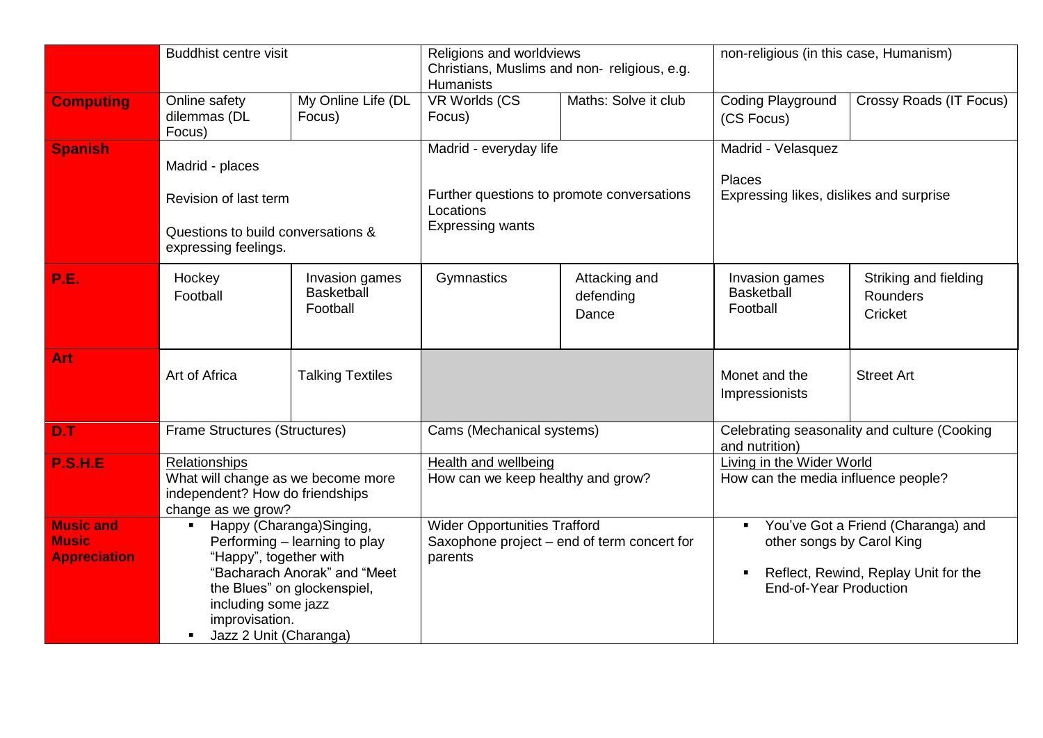| | | | | | | |
|---|---|---|---|---|---|---|
| | Buddhist centre visit | | Religions and worldviews<br>Christians, Muslims and non- religious, e.g. Humanists | | non-religious (in this case, Humanism) | |
| **Computing** | Online safety dilemmas (DL Focus) | My Online Life (DL Focus) | VR Worlds (CS Focus) | Maths: Solve it club | Coding Playground (CS Focus) | Crossy Roads (IT Focus) |
| **Spanish** | Madrid - places<br><br>Revision of last term<br><br>Questions to build conversations & expressing feelings. | | Madrid - everyday life<br><br>Further questions to promote conversations<br>Locations<br>Expressing wants | | Madrid - Velasquez<br><br>Places<br>Expressing likes, dislikes and surprise | |
| **P.E.** | Hockey<br>Football | Invasion games<br>Basketball<br>Football | Gymnastics | Attacking and defending<br>Dance | Invasion games<br>Basketball<br>Football | Striking and fielding<br>Rounders<br>Cricket |
| **Art** | Art of Africa | Talking Textiles | | | Monet and the Impressionists | Street Art |
| **D.T** | Frame Structures (Structures) | | Cams (Mechanical systems) | | Celebrating seasonality and culture (Cooking and nutrition) | |
| **P.S.H.E** | Relationships<br>What will change as we become more independent? How do friendships change as we grow? | | Health and wellbeing<br>How can we keep healthy and grow? | | Living in the Wider World<br>How can the media influence people? | |
| **Music and Music Appreciation** | ▪ Happy (Charanga)Singing, Performing – learning to play "Happy", together with "Bacharach Anorak" and "Meet the Blues" on glockenspiel, including some jazz improvisation.<br>▪ Jazz 2 Unit (Charanga) | | Wider Opportunities Trafford<br>Saxophone project – end of term concert for parents | | ▪ You've Got a Friend (Charanga) and other songs by Carol King<br>▪ Reflect, Rewind, Replay Unit for the End-of-Year Production | |